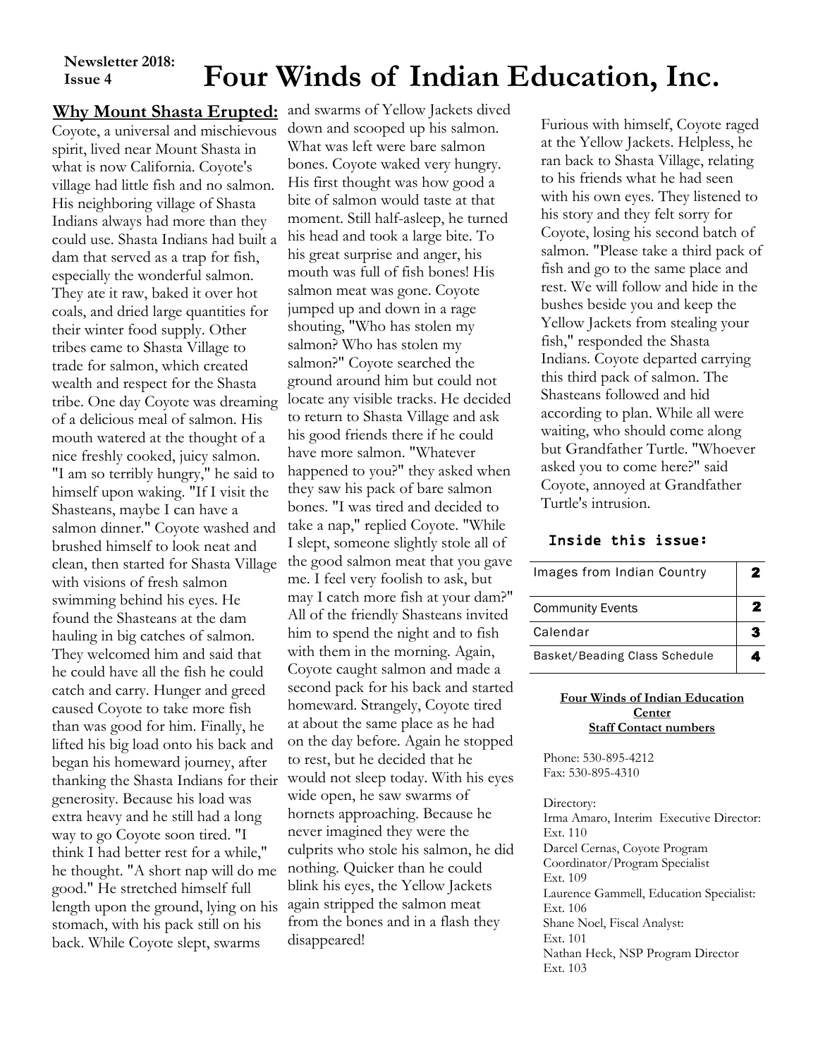**Newsletter 2018: Issue 4**

# Four Winds of Indian Education, Inc.

## Why Mount Shasta Erupted:

Coyote, a universal and mischievous spirit, lived near Mount Shasta in what is now California. Coyote's village had little fish and no salmon. His neighboring village of Shasta Indians always had more than they could use. Shasta Indians had built a dam that served as a trap for fish, especially the wonderful salmon. They ate it raw, baked it over hot coals, and dried large quantities for their winter food supply. Other tribes came to Shasta Village to trade for salmon, which created wealth and respect for the Shasta tribe. One day Coyote was dreaming of a delicious meal of salmon. His mouth watered at the thought of a nice freshly cooked, juicy salmon. "I am so terribly hungry," he said to himself upon waking. "If I visit the Shasteans, maybe I can have a salmon dinner." Coyote washed and brushed himself to look neat and clean, then started for Shasta Village with visions of fresh salmon swimming behind his eyes. He found the Shasteans at the dam hauling in big catches of salmon. They welcomed him and said that he could have all the fish he could catch and carry. Hunger and greed caused Coyote to take more fish than was good for him. Finally, he lifted his big load onto his back and began his homeward journey, after thanking the Shasta Indians for their generosity. Because his load was extra heavy and he still had a long way to go Coyote soon tired. "I think I had better rest for a while," he thought. "A short nap will do me good." He stretched himself full length upon the ground, lying on his stomach, with his pack still on his back. While Coyote slept, swarms and swarms of Yellow Jackets dived down and scooped up his salmon. What was left were bare salmon bones. Coyote waked very hungry. His first thought was how good a bite of salmon would taste at that moment. Still half-asleep, he turned his head and took a large bite. To his great surprise and anger, his mouth was full of fish bones! His salmon meat was gone. Coyote jumped up and down in a rage shouting, "Who has stolen my salmon? Who has stolen my salmon?" Coyote searched the ground around him but could not locate any visible tracks. He decided to return to Shasta Village and ask his good friends there if he could have more salmon. "Whatever happened to you?" they asked when they saw his pack of bare salmon bones. "I was tired and decided to take a nap," replied Coyote. "While I slept, someone slightly stole all of the good salmon meat that you gave me. I feel very foolish to ask, but may I catch more fish at your dam?" All of the friendly Shasteans invited him to spend the night and to fish with them in the morning. Again, Coyote caught salmon and made a second pack for his back and started homeward. Strangely, Coyote tired at about the same place as he had on the day before. Again he stopped to rest, but he decided that he would not sleep today. With his eyes wide open, he saw swarms of hornets approaching. Because he never imagined they were the culprits who stole his salmon, he did nothing. Quicker than he could blink his eyes, the Yellow Jackets again stripped the salmon meat from the bones and in a flash they disappeared!

Furious with himself, Coyote raged at the Yellow Jackets. Helpless, he ran back to Shasta Village, relating to his friends what he had seen with his own eyes. They listened to his story and they felt sorry for Coyote, losing his second batch of salmon. "Please take a third pack of fish and go to the same place and rest. We will follow and hide in the bushes beside you and keep the Yellow Jackets from stealing your fish," responded the Shasta Indians. Coyote departed carrying this third pack of salmon. The Shasteans followed and hid according to plan. While all were waiting, who should come along but Grandfather Turtle. "Whoever asked you to come here?" said Coyote, annoyed at Grandfather Turtle's intrusion.

**Inside this issue:**

| | |
|---|---|
| Images from Indian Country | 2 |
| Community Events | 2 |
| Calendar | 3 |
| Basket/Beading Class Schedule | 4 |

**Four Winds of Indian Education Center**
**Staff Contact numbers**

Phone: 530-895-4212
Fax: 530-895-4310

Directory:
Irma Amaro, Interim Executive Director: Ext. 110
Darcel Cernas, Coyote Program Coordinator/Program Specialist Ext. 109
Laurence Gammell, Education Specialist: Ext. 106
Shane Noel, Fiscal Analyst: Ext. 101
Nathan Heck, NSP Program Director Ext. 103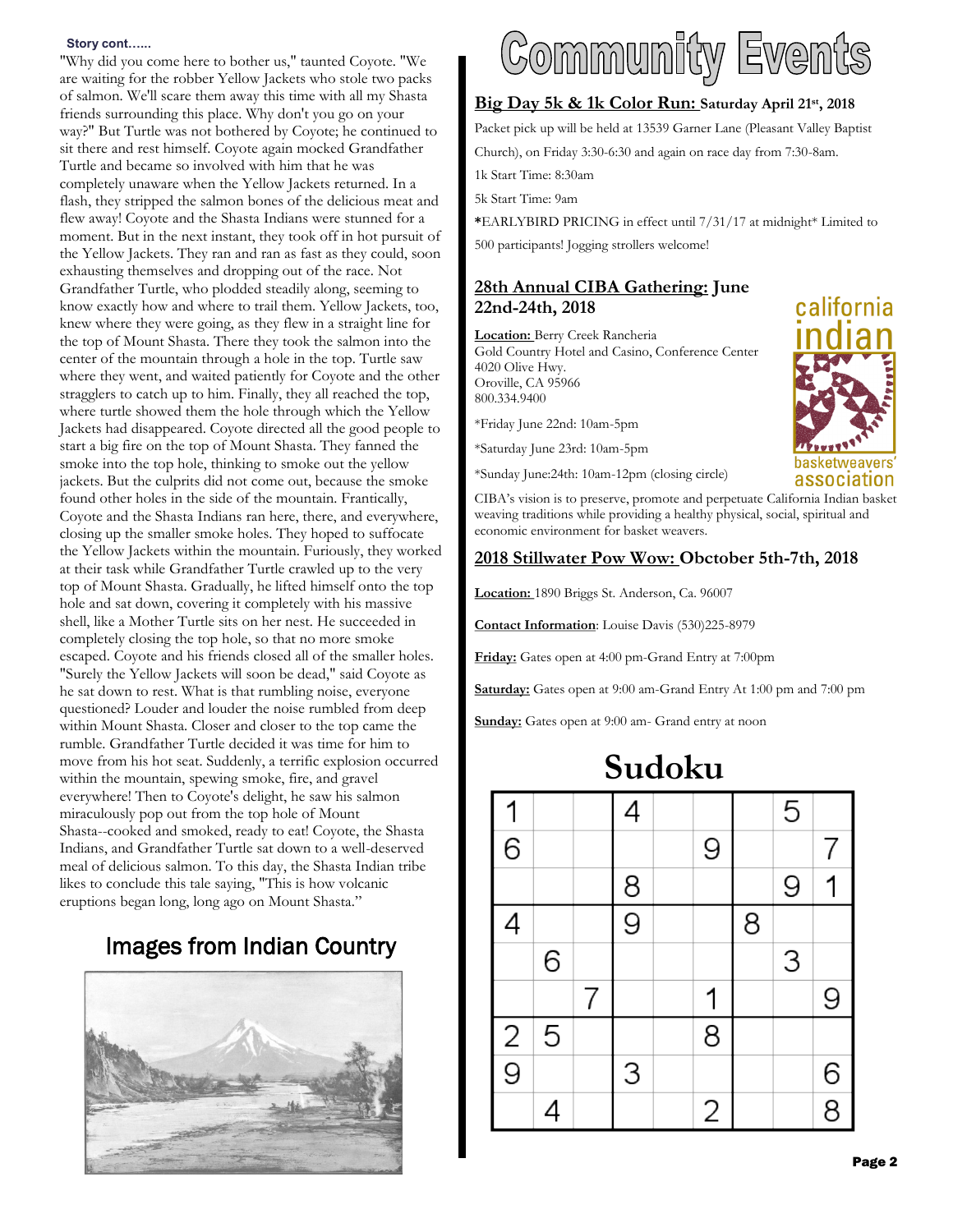**Story cont……**

"Why did you come here to bother us," taunted Coyote. "We are waiting for the robber Yellow Jackets who stole two packs of salmon. We'll scare them away this time with all my Shasta friends surrounding this place. Why don't you go on your way?" But Turtle was not bothered by Coyote; he continued to sit there and rest himself. Coyote again mocked Grandfather Turtle and became so involved with him that he was completely unaware when the Yellow Jackets returned. In a flash, they stripped the salmon bones of the delicious meat and flew away! Coyote and the Shasta Indians were stunned for a moment. But in the next instant, they took off in hot pursuit of the Yellow Jackets. They ran and ran as fast as they could, soon exhausting themselves and dropping out of the race. Not Grandfather Turtle, who plodded steadily along, seeming to know exactly how and where to trail them. Yellow Jackets, too, knew where they were going, as they flew in a straight line for the top of Mount Shasta. There they took the salmon into the center of the mountain through a hole in the top. Turtle saw where they went, and waited patiently for Coyote and the other stragglers to catch up to him. Finally, they all reached the top, where turtle showed them the hole through which the Yellow Jackets had disappeared. Coyote directed all the good people to start a big fire on the top of Mount Shasta. They fanned the smoke into the top hole, thinking to smoke out the yellow jackets. But the culprits did not come out, because the smoke found other holes in the side of the mountain. Frantically, Coyote and the Shasta Indians ran here, there, and everywhere, closing up the smaller smoke holes. They hoped to suffocate the Yellow Jackets within the mountain. Furiously, they worked at their task while Grandfather Turtle crawled up to the very top of Mount Shasta. Gradually, he lifted himself onto the top hole and sat down, covering it completely with his massive shell, like a Mother Turtle sits on her nest. He succeeded in completely closing the top hole, so that no more smoke escaped. Coyote and his friends closed all of the smaller holes. "Surely the Yellow Jackets will soon be dead," said Coyote as he sat down to rest. What is that rumbling noise, everyone questioned? Louder and louder the noise rumbled from deep within Mount Shasta. Closer and closer to the top came the rumble. Grandfather Turtle decided it was time for him to move from his hot seat. Suddenly, a terrific explosion occurred within the mountain, spewing smoke, fire, and gravel everywhere! Then to Coyote's delight, he saw his salmon miraculously pop out from the top hole of Mount Shasta--cooked and smoked, ready to eat! Coyote, the Shasta Indians, and Grandfather Turtle sat down to a well-deserved meal of delicious salmon. To this day, the Shasta Indian tribe likes to conclude this tale saying, "This is how volcanic eruptions began long, long ago on Mount Shasta."

## Images from Indian Country

# Community Events

### Big Day 5k & 1k Color Run: Saturday April 21st, 2018

Packet pick up will be held at 13539 Garner Lane (Pleasant Valley Baptist Church), on Friday 3:30-6:30 and again on race day from 7:30-8am.

1k Start Time: 8:30am

5k Start Time: 9am

**\***EARLYBIRD PRICING in effect until 7/31/17 at midnight* Limited to 500 participants! Jogging strollers welcome!

### 28th Annual CIBA Gathering: June 22nd-24th, 2018

**Location:** Berry Creek Rancheria
Gold Country Hotel and Casino, Conference Center
4020 Olive Hwy.
Oroville, CA 95966
800.334.9400

*Friday June 22nd: 10am-5pm

*Saturday June 23rd: 10am-5pm

*Sunday June:24th: 10am-12pm (closing circle)

california indian basketweavers' association

CIBA's vision is to preserve, promote and perpetuate California Indian basket weaving traditions while providing a healthy physical, social, spiritual and economic environment for basket weavers.

### 2018 Stillwater Pow Wow: Obctober 5th-7th, 2018

**Location:** 1890 Briggs St. Anderson, Ca. 96007

**Contact Information**: Louise Davis (530)225-8979

**Friday:** Gates open at 4:00 pm-Grand Entry at 7:00pm

**Saturday:** Gates open at 9:00 am-Grand Entry At 1:00 pm and 7:00 pm

**Sunday:** Gates open at 9:00 am- Grand entry at noon

## Sudoku

| | | | | | | | | |
|---|---|---|---|---|---|---|---|---|
| 1 | | | 4 | | | | 5 | |
| 6 | | | | | 9 | | | 7 |
| | | | 8 | | | | 9 | 1 |
| 4 | | | 9 | | | 8 | | |
| | 6 | | | | | | 3 | |
| | | 7 | | | 1 | | | 9 |
| 2 | 5 | | | | 8 | | | |
| 9 | | | 3 | | | | | 6 |
| | 4 | | | | 2 | | | 8 |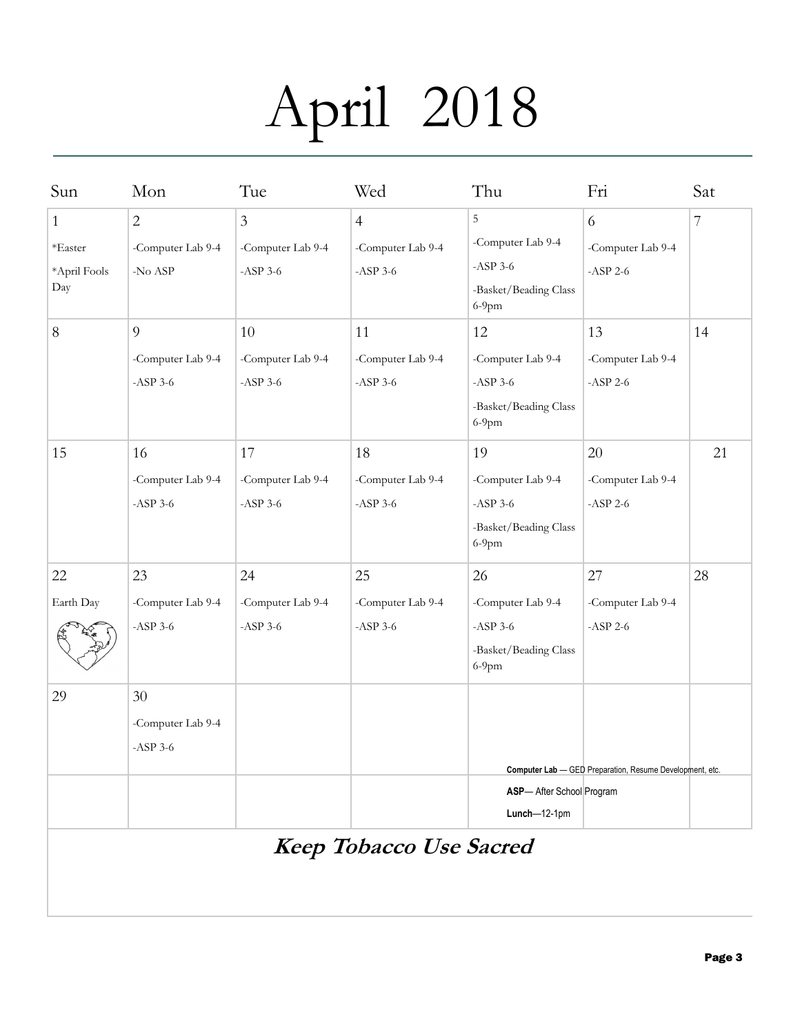# April 2018

| Sun | Mon | Tue | Wed | Thu | Fri | Sat |
|---|---|---|---|---|---|---|
| 1<br>*Easter<br>*April Fools Day | 2<br>-Computer Lab 9-4<br>-No ASP | 3<br>-Computer Lab 9-4<br>-ASP 3-6 | 4<br>-Computer Lab 9-4<br>-ASP 3-6 | 5<br>-Computer Lab 9-4<br>-ASP 3-6<br>-Basket/Beading Class 6-9pm | 6<br>-Computer Lab 9-4<br>-ASP 2-6 | 7 |
| 8 | 9<br>-Computer Lab 9-4<br>-ASP 3-6 | 10<br>-Computer Lab 9-4<br>-ASP 3-6 | 11<br>-Computer Lab 9-4<br>-ASP 3-6 | 12<br>-Computer Lab 9-4<br>-ASP 3-6<br>-Basket/Beading Class 6-9pm | 13<br>-Computer Lab 9-4<br>-ASP 2-6 | 14 |
| 15 | 16<br>-Computer Lab 9-4<br>-ASP 3-6 | 17<br>-Computer Lab 9-4<br>-ASP 3-6 | 18<br>-Computer Lab 9-4<br>-ASP 3-6 | 19<br>-Computer Lab 9-4<br>-ASP 3-6<br>-Basket/Beading Class 6-9pm | 20<br>-Computer Lab 9-4<br>-ASP 2-6 | 21 |
| 22<br>Earth Day | 23<br>-Computer Lab 9-4<br>-ASP 3-6 | 24<br>-Computer Lab 9-4<br>-ASP 3-6 | 25<br>-Computer Lab 9-4<br>-ASP 3-6 | 26<br>-Computer Lab 9-4<br>-ASP 3-6<br>-Basket/Beading Class 6-9pm | 27<br>-Computer Lab 9-4<br>-ASP 2-6 | 28 |
| 29 | 30<br>-Computer Lab 9-4<br>-ASP 3-6 | | | | | |

**Computer Lab** — GED Preparation, Resume Development, etc.

**ASP**— After School Program

**Lunch**—12-1pm

***Keep Tobacco Use Sacred***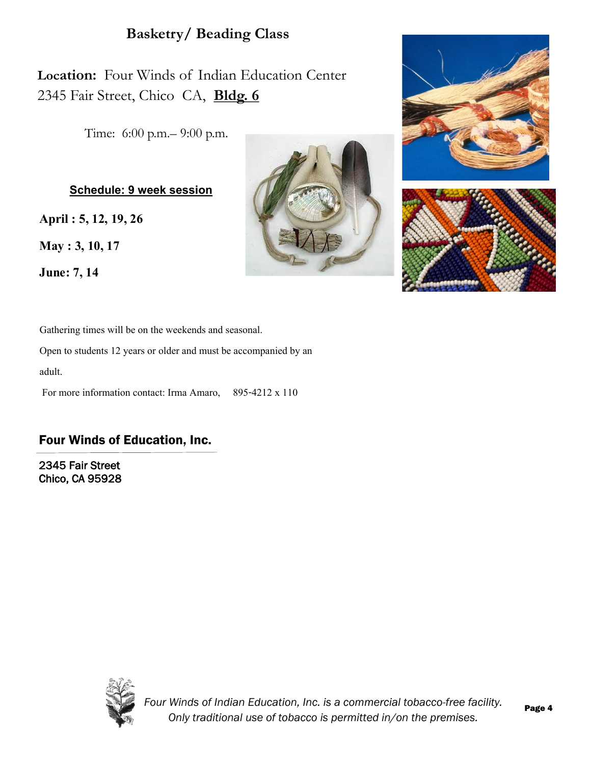## Basketry/ Beading Class

**Location:** Four Winds of Indian Education Center
2345 Fair Street, Chico CA, **<u>Bldg. 6</u>**

Time: 6:00 p.m.– 9:00 p.m.

**<u>Schedule: 9 week session</u>**

**April : 5, 12, 19, 26**

**May : 3, 10, 17**

**June: 7, 14**

Gathering times will be on the weekends and seasonal.

Open to students 12 years or older and must be accompanied by an adult.

For more information contact: Irma Amaro, 895-4212 x 110

**Four Winds of Education, Inc.**

2345 Fair Street
Chico, CA 95928

*Four Winds of Indian Education, Inc. is a commercial tobacco-free facility. Only traditional use of tobacco is permitted in/on the premises.*